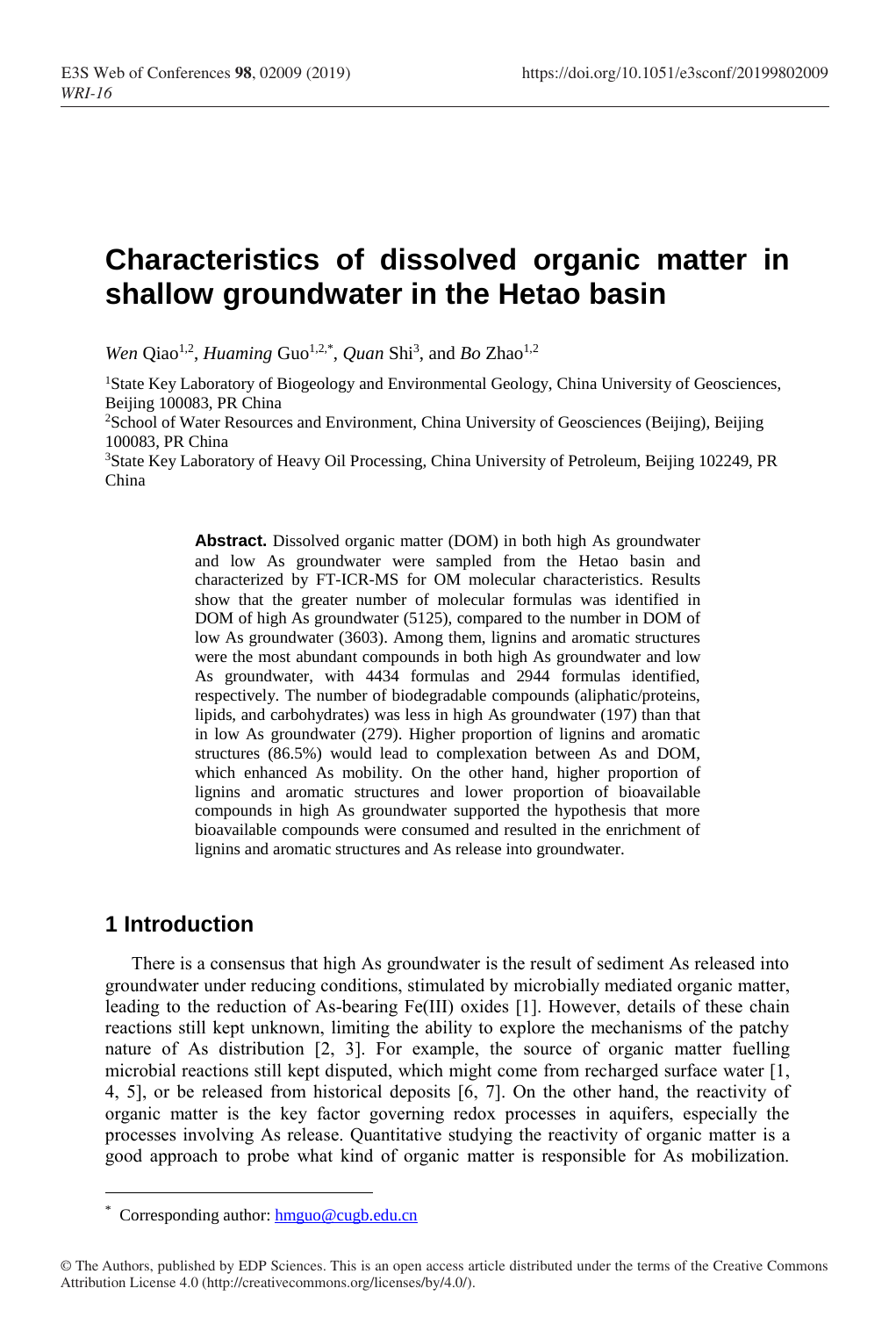# Characteristics of dissolved organic matter in shallow groundwater in the Hetao basin

*Wen* Qiao[1,2], *Huaming* Guo[1,2,*], *Quan* Shi[3], and *Bo* Zhao[1,2]

[1]State Key Laboratory of Biogeology and Environmental Geology, China University of Geosciences, Beijing 100083, PR China

[2]School of Water Resources and Environment, China University of Geosciences (Beijing), Beijing 100083, PR China

[3]State Key Laboratory of Heavy Oil Processing, China University of Petroleum, Beijing 102249, PR China

**Abstract.** Dissolved organic matter (DOM) in both high As groundwater and low As groundwater were sampled from the Hetao basin and characterized by FT-ICR-MS for OM molecular characteristics. Results show that the greater number of molecular formulas was identified in DOM of high As groundwater (5125), compared to the number in DOM of low As groundwater (3603). Among them, lignins and aromatic structures were the most abundant compounds in both high As groundwater and low As groundwater, with 4434 formulas and 2944 formulas identified, respectively. The number of biodegradable compounds (aliphatic/proteins, lipids, and carbohydrates) was less in high As groundwater (197) than that in low As groundwater (279). Higher proportion of lignins and aromatic structures (86.5%) would lead to complexation between As and DOM, which enhanced As mobility. On the other hand, higher proportion of lignins and aromatic structures and lower proportion of bioavailable compounds in high As groundwater supported the hypothesis that more bioavailable compounds were consumed and resulted in the enrichment of lignins and aromatic structures and As release into groundwater.

## 1 Introduction

There is a consensus that high As groundwater is the result of sediment As released into groundwater under reducing conditions, stimulated by microbially mediated organic matter, leading to the reduction of As-bearing Fe(III) oxides [1]. However, details of these chain reactions still kept unknown, limiting the ability to explore the mechanisms of the patchy nature of As distribution [2, 3]. For example, the source of organic matter fuelling microbial reactions still kept disputed, which might come from recharged surface water [1, 4, 5], or be released from historical deposits [6, 7]. On the other hand, the reactivity of organic matter is the key factor governing redox processes in aquifers, especially the processes involving As release. Quantitative studying the reactivity of organic matter is a good approach to probe what kind of organic matter is responsible for As mobilization.

* Corresponding author: hmguo@cugb.edu.cn

© The Authors, published by EDP Sciences. This is an open access article distributed under the terms of the Creative Commons Attribution License 4.0 (http://creativecommons.org/licenses/by/4.0/).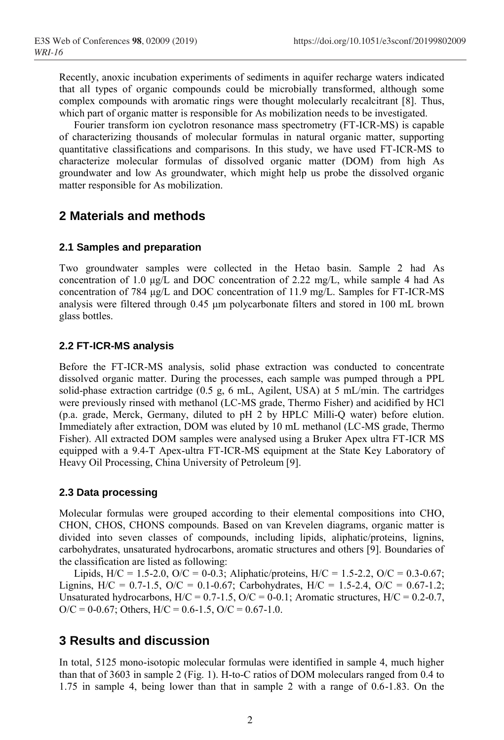Recently, anoxic incubation experiments of sediments in aquifer recharge waters indicated that all types of organic compounds could be microbially transformed, although some complex compounds with aromatic rings were thought molecularly recalcitrant [8]. Thus, which part of organic matter is responsible for As mobilization needs to be investigated.

Fourier transform ion cyclotron resonance mass spectrometry (FT-ICR-MS) is capable of characterizing thousands of molecular formulas in natural organic matter, supporting quantitative classifications and comparisons. In this study, we have used FT-ICR-MS to characterize molecular formulas of dissolved organic matter (DOM) from high As groundwater and low As groundwater, which might help us probe the dissolved organic matter responsible for As mobilization.

## 2 Materials and methods

### 2.1 Samples and preparation

Two groundwater samples were collected in the Hetao basin. Sample 2 had As concentration of 1.0 μg/L and DOC concentration of 2.22 mg/L, while sample 4 had As concentration of 784 μg/L and DOC concentration of 11.9 mg/L. Samples for FT-ICR-MS analysis were filtered through 0.45 μm polycarbonate filters and stored in 100 mL brown glass bottles.

### 2.2 FT-ICR-MS analysis

Before the FT-ICR-MS analysis, solid phase extraction was conducted to concentrate dissolved organic matter. During the processes, each sample was pumped through a PPL solid-phase extraction cartridge (0.5 g, 6 mL, Agilent, USA) at 5 mL/min. The cartridges were previously rinsed with methanol (LC-MS grade, Thermo Fisher) and acidified by HCl (p.a. grade, Merck, Germany, diluted to pH 2 by HPLC Milli-Q water) before elution. Immediately after extraction, DOM was eluted by 10 mL methanol (LC-MS grade, Thermo Fisher). All extracted DOM samples were analysed using a Bruker Apex ultra FT-ICR MS equipped with a 9.4-T Apex-ultra FT-ICR-MS equipment at the State Key Laboratory of Heavy Oil Processing, China University of Petroleum [9].

### 2.3 Data processing

Molecular formulas were grouped according to their elemental compositions into CHO, CHON, CHOS, CHONS compounds. Based on van Krevelen diagrams, organic matter is divided into seven classes of compounds, including lipids, aliphatic/proteins, lignins, carbohydrates, unsaturated hydrocarbons, aromatic structures and others [9]. Boundaries of the classification are listed as following:

Lipids, H/C = 1.5-2.0, O/C = 0-0.3; Aliphatic/proteins, H/C = 1.5-2.2, O/C = 0.3-0.67; Lignins, H/C = 0.7-1.5, O/C = 0.1-0.67; Carbohydrates, H/C = 1.5-2.4, O/C = 0.67-1.2; Unsaturated hydrocarbons, H/C = 0.7-1.5, O/C = 0-0.1; Aromatic structures, H/C = 0.2-0.7, O/C = 0-0.67; Others, H/C = 0.6-1.5, O/C = 0.67-1.0.

## 3 Results and discussion

In total, 5125 mono-isotopic molecular formulas were identified in sample 4, much higher than that of 3603 in sample 2 (Fig. 1). H-to-C ratios of DOM moleculars ranged from 0.4 to 1.75 in sample 4, being lower than that in sample 2 with a range of 0.6-1.83. On the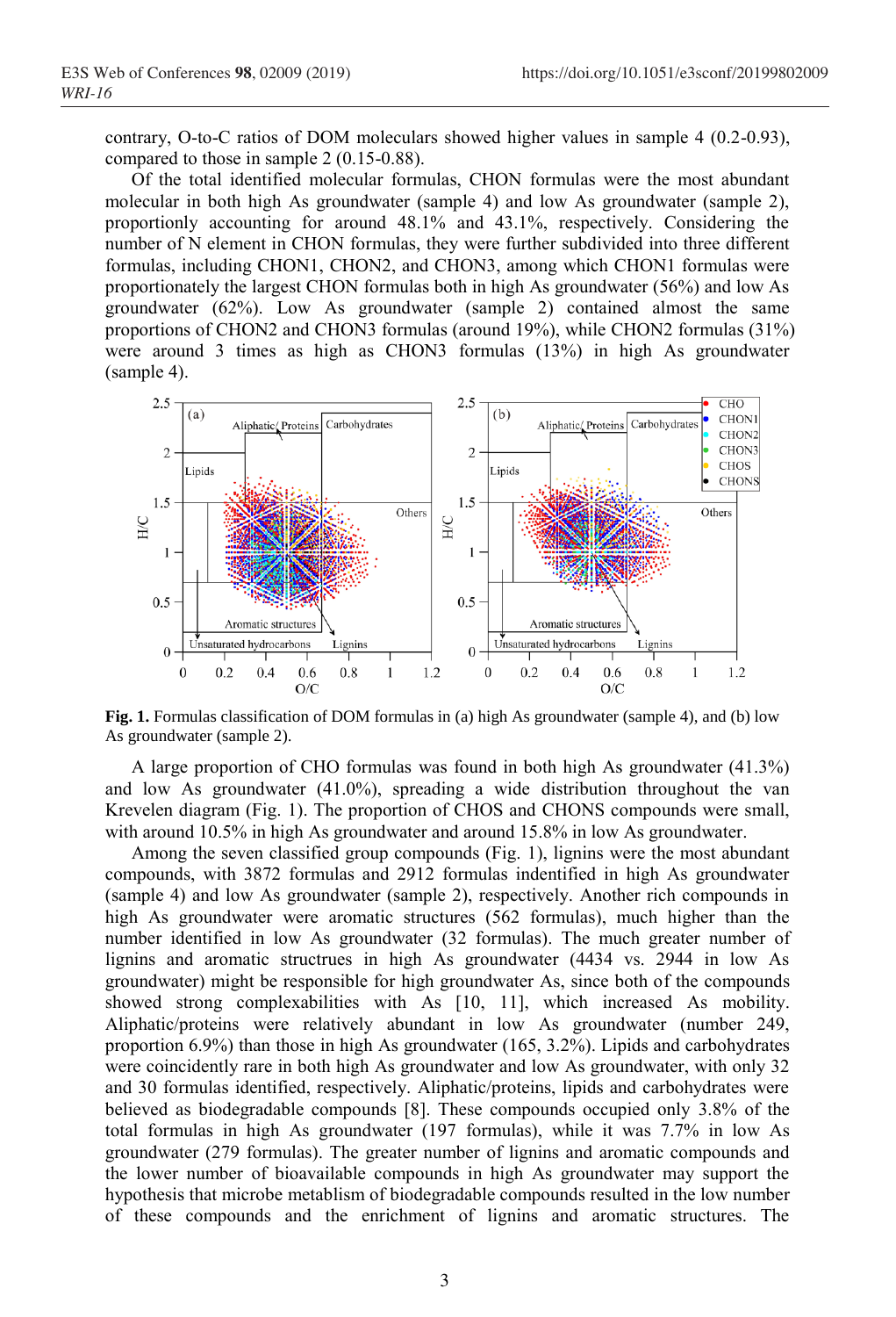contrary, O-to-C ratios of DOM moleculars showed higher values in sample 4 (0.2-0.93), compared to those in sample 2 (0.15-0.88).

Of the total identified molecular formulas, CHON formulas were the most abundant molecular in both high As groundwater (sample 4) and low As groundwater (sample 2), proportionly accounting for around 48.1% and 43.1%, respectively. Considering the number of N element in CHON formulas, they were further subdivided into three different formulas, including CHON1, CHON2, and CHON3, among which CHON1 formulas were proportionately the largest CHON formulas both in high As groundwater (56%) and low As groundwater (62%). Low As groundwater (sample 2) contained almost the same proportions of CHON2 and CHON3 formulas (around 19%), while CHON2 formulas (31%) were around 3 times as high as CHON3 formulas (13%) in high As groundwater (sample 4).

**Fig. 1.** Formulas classification of DOM formulas in (a) high As groundwater (sample 4), and (b) low As groundwater (sample 2).

A large proportion of CHO formulas was found in both high As groundwater (41.3%) and low As groundwater (41.0%), spreading a wide distribution throughout the van Krevelen diagram (Fig. 1). The proportion of CHOS and CHONS compounds were small, with around 10.5% in high As groundwater and around 15.8% in low As groundwater.

Among the seven classified group compounds (Fig. 1), lignins were the most abundant compounds, with 3872 formulas and 2912 formulas indentified in high As groundwater (sample 4) and low As groundwater (sample 2), respectively. Another rich compounds in high As groundwater were aromatic structures (562 formulas), much higher than the number identified in low As groundwater (32 formulas). The much greater number of lignins and aromatic structrues in high As groundwater (4434 vs. 2944 in low As groundwater) might be responsible for high groundwater As, since both of the compounds showed strong complexabilities with As [10, 11], which increased As mobility. Aliphatic/proteins were relatively abundant in low As groundwater (number 249, proportion 6.9%) than those in high As groundwater (165, 3.2%). Lipids and carbohydrates were coincidently rare in both high As groundwater and low As groundwater, with only 32 and 30 formulas identified, respectively. Aliphatic/proteins, lipids and carbohydrates were believed as biodegradable compounds [8]. These compounds occupied only 3.8% of the total formulas in high As groundwater (197 formulas), while it was 7.7% in low As groundwater (279 formulas). The greater number of lignins and aromatic compounds and the lower number of bioavailable compounds in high As groundwater may support the hypothesis that microbe metablism of biodegradable compounds resulted in the low number of these compounds and the enrichment of lignins and aromatic structures. The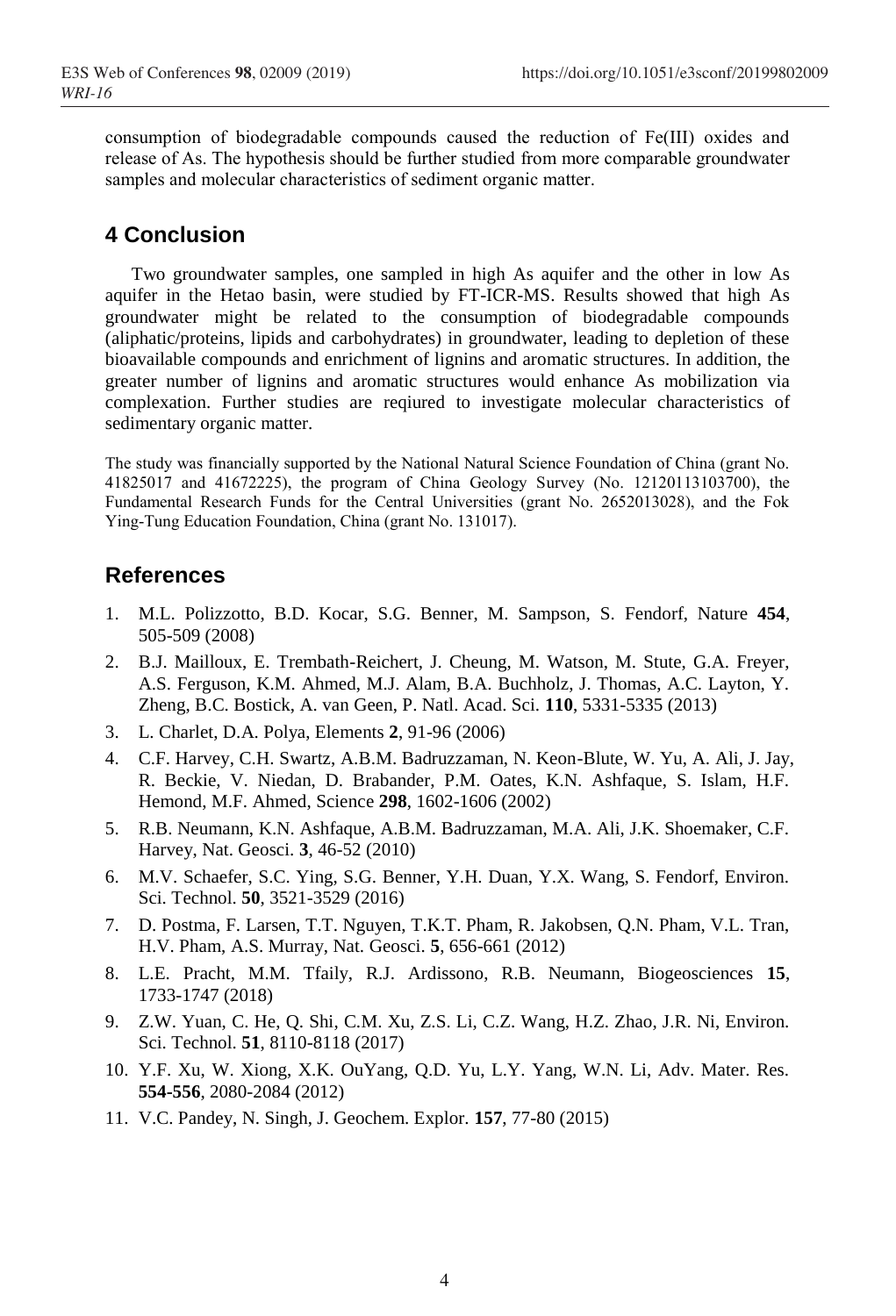consumption of biodegradable compounds caused the reduction of Fe(III) oxides and release of As. The hypothesis should be further studied from more comparable groundwater samples and molecular characteristics of sediment organic matter.

## 4 Conclusion

Two groundwater samples, one sampled in high As aquifer and the other in low As aquifer in the Hetao basin, were studied by FT-ICR-MS. Results showed that high As groundwater might be related to the consumption of biodegradable compounds (aliphatic/proteins, lipids and carbohydrates) in groundwater, leading to depletion of these bioavailable compounds and enrichment of lignins and aromatic structures. In addition, the greater number of lignins and aromatic structures would enhance As mobilization via complexation. Further studies are reqiured to investigate molecular characteristics of sedimentary organic matter.

The study was financially supported by the National Natural Science Foundation of China (grant No. 41825017 and 41672225), the program of China Geology Survey (No. 12120113103700), the Fundamental Research Funds for the Central Universities (grant No. 2652013028), and the Fok Ying-Tung Education Foundation, China (grant No. 131017).

## References

1. M.L. Polizzotto, B.D. Kocar, S.G. Benner, M. Sampson, S. Fendorf, Nature **454**, 505-509 (2008)
2. B.J. Mailloux, E. Trembath-Reichert, J. Cheung, M. Watson, M. Stute, G.A. Freyer, A.S. Ferguson, K.M. Ahmed, M.J. Alam, B.A. Buchholz, J. Thomas, A.C. Layton, Y. Zheng, B.C. Bostick, A. van Geen, P. Natl. Acad. Sci. **110**, 5331-5335 (2013)
3. L. Charlet, D.A. Polya, Elements **2**, 91-96 (2006)
4. C.F. Harvey, C.H. Swartz, A.B.M. Badruzzaman, N. Keon-Blute, W. Yu, A. Ali, J. Jay, R. Beckie, V. Niedan, D. Brabander, P.M. Oates, K.N. Ashfaque, S. Islam, H.F. Hemond, M.F. Ahmed, Science **298**, 1602-1606 (2002)
5. R.B. Neumann, K.N. Ashfaque, A.B.M. Badruzzaman, M.A. Ali, J.K. Shoemaker, C.F. Harvey, Nat. Geosci. **3**, 46-52 (2010)
6. M.V. Schaefer, S.C. Ying, S.G. Benner, Y.H. Duan, Y.X. Wang, S. Fendorf, Environ. Sci. Technol. **50**, 3521-3529 (2016)
7. D. Postma, F. Larsen, T.T. Nguyen, T.K.T. Pham, R. Jakobsen, Q.N. Pham, V.L. Tran, H.V. Pham, A.S. Murray, Nat. Geosci. **5**, 656-661 (2012)
8. L.E. Pracht, M.M. Tfaily, R.J. Ardissono, R.B. Neumann, Biogeosciences **15**, 1733-1747 (2018)
9. Z.W. Yuan, C. He, Q. Shi, C.M. Xu, Z.S. Li, C.Z. Wang, H.Z. Zhao, J.R. Ni, Environ. Sci. Technol. **51**, 8110-8118 (2017)
10. Y.F. Xu, W. Xiong, X.K. OuYang, Q.D. Yu, L.Y. Yang, W.N. Li, Adv. Mater. Res. **554-556**, 2080-2084 (2012)
11. V.C. Pandey, N. Singh, J. Geochem. Explor. **157**, 77-80 (2015)